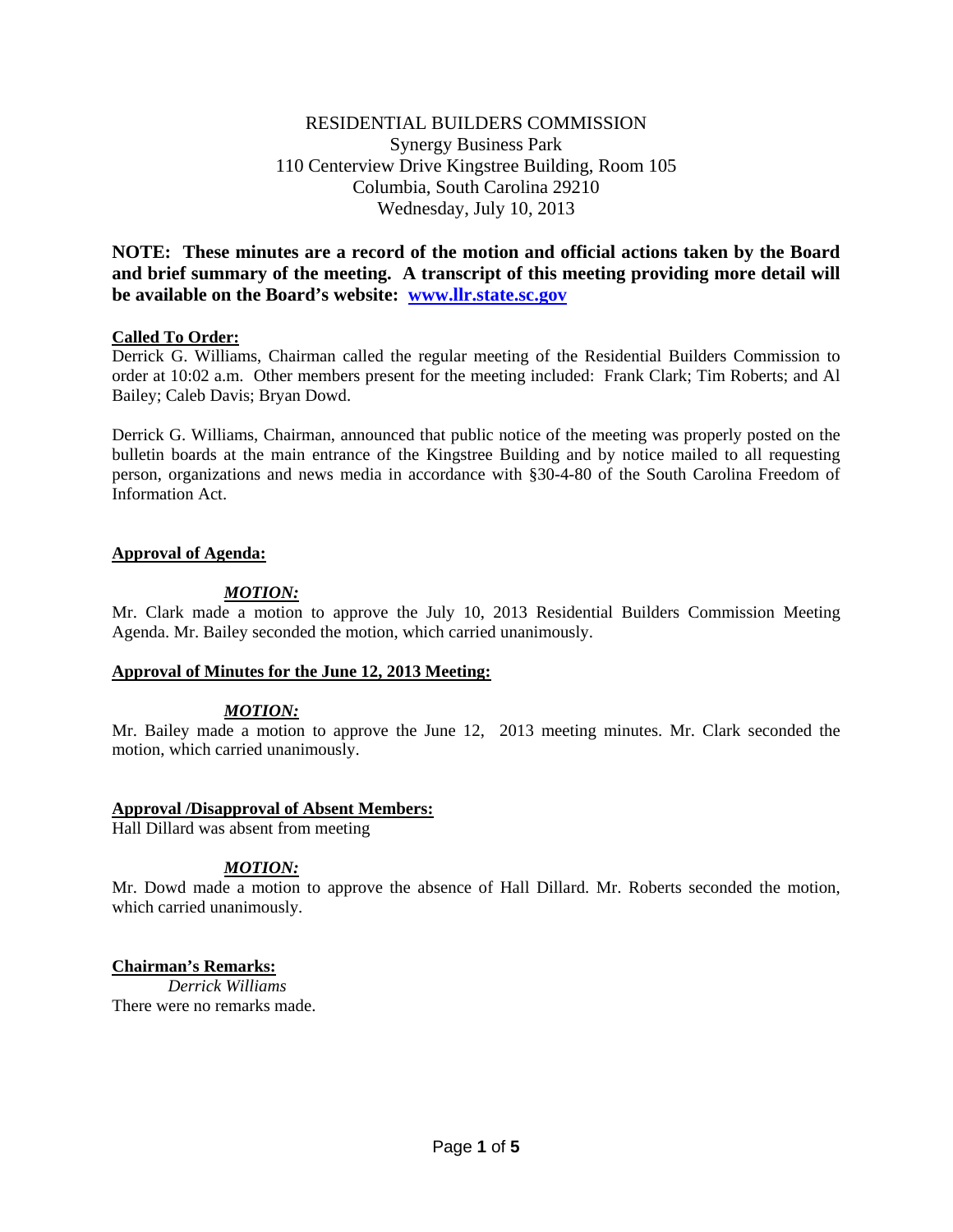RESIDENTIAL BUILDERS COMMISSION
Synergy Business Park
110 Centerview Drive Kingstree Building, Room 105
Columbia, South Carolina 29210
Wednesday, July 10, 2013

**NOTE: These minutes are a record of the motion and official actions taken by the Board and brief summary of the meeting. A transcript of this meeting providing more detail will be available on the Board's website: www.llr.state.sc.gov**

**Called To Order:**
Derrick G. Williams, Chairman called the regular meeting of the Residential Builders Commission to order at 10:02 a.m. Other members present for the meeting included: Frank Clark; Tim Roberts; and Al Bailey; Caleb Davis; Bryan Dowd.

Derrick G. Williams, Chairman, announced that public notice of the meeting was properly posted on the bulletin boards at the main entrance of the Kingstree Building and by notice mailed to all requesting person, organizations and news media in accordance with §30-4-80 of the South Carolina Freedom of Information Act.

**Approval of Agenda:**

***MOTION:***
Mr. Clark made a motion to approve the July 10, 2013 Residential Builders Commission Meeting Agenda. Mr. Bailey seconded the motion, which carried unanimously.

**Approval of Minutes for the June 12, 2013 Meeting:**

***MOTION:***
Mr. Bailey made a motion to approve the June 12, 2013 meeting minutes. Mr. Clark seconded the motion, which carried unanimously.

**Approval /Disapproval of Absent Members:**
Hall Dillard was absent from meeting

***MOTION:***
Mr. Dowd made a motion to approve the absence of Hall Dillard. Mr. Roberts seconded the motion, which carried unanimously.

**Chairman's Remarks:**
*Derrick Williams*
There were no remarks made.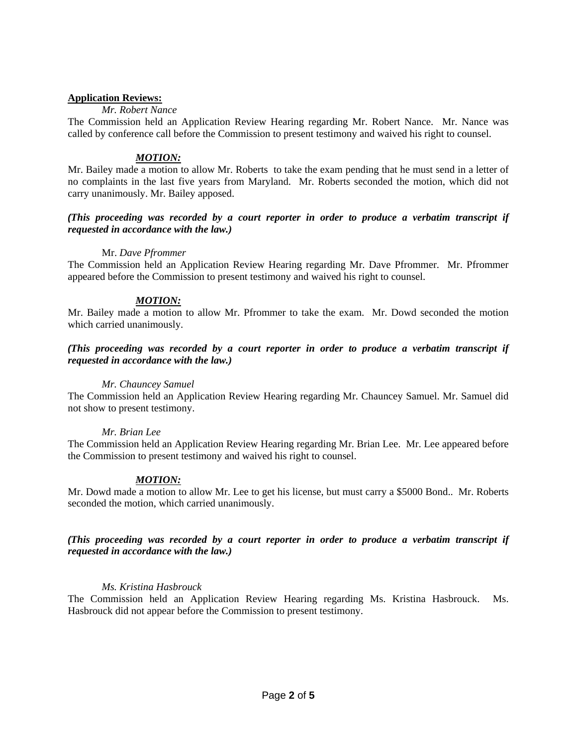**Application Reviews:**

*Mr. Robert Nance*

The Commission held an Application Review Hearing regarding Mr. Robert Nance. Mr. Nance was called by conference call before the Commission to present testimony and waived his right to counsel.

***MOTION:***

Mr. Bailey made a motion to allow Mr. Roberts to take the exam pending that he must send in a letter of no complaints in the last five years from Maryland. Mr. Roberts seconded the motion, which did not carry unanimously. Mr. Bailey apposed.

***(This proceeding was recorded by a court reporter in order to produce a verbatim transcript if requested in accordance with the law.)***

Mr. *Dave Pfrommer*

The Commission held an Application Review Hearing regarding Mr. Dave Pfrommer. Mr. Pfrommer appeared before the Commission to present testimony and waived his right to counsel.

***MOTION:***

Mr. Bailey made a motion to allow Mr. Pfrommer to take the exam. Mr. Dowd seconded the motion which carried unanimously.

***(This proceeding was recorded by a court reporter in order to produce a verbatim transcript if requested in accordance with the law.)***

*Mr. Chauncey Samuel*

The Commission held an Application Review Hearing regarding Mr. Chauncey Samuel. Mr. Samuel did not show to present testimony.

*Mr. Brian Lee*

The Commission held an Application Review Hearing regarding Mr. Brian Lee. Mr. Lee appeared before the Commission to present testimony and waived his right to counsel.

***MOTION:***

Mr. Dowd made a motion to allow Mr. Lee to get his license, but must carry a $5000 Bond.. Mr. Roberts seconded the motion, which carried unanimously.

***(This proceeding was recorded by a court reporter in order to produce a verbatim transcript if requested in accordance with the law.)***

*Ms. Kristina Hasbrouck*

The Commission held an Application Review Hearing regarding Ms. Kristina Hasbrouck. Ms. Hasbrouck did not appear before the Commission to present testimony.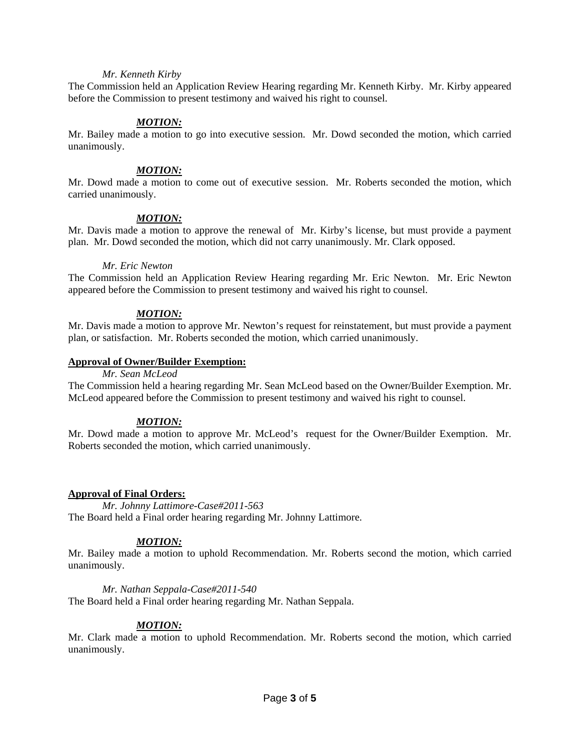*Mr. Kenneth Kirby*

The Commission held an Application Review Hearing regarding Mr. Kenneth Kirby. Mr. Kirby appeared before the Commission to present testimony and waived his right to counsel.

***MOTION:***

Mr. Bailey made a motion to go into executive session. Mr. Dowd seconded the motion, which carried unanimously.

***MOTION:***

Mr. Dowd made a motion to come out of executive session. Mr. Roberts seconded the motion, which carried unanimously.

***MOTION:***

Mr. Davis made a motion to approve the renewal of Mr. Kirby's license, but must provide a payment plan. Mr. Dowd seconded the motion, which did not carry unanimously. Mr. Clark opposed.

*Mr. Eric Newton*

The Commission held an Application Review Hearing regarding Mr. Eric Newton. Mr. Eric Newton appeared before the Commission to present testimony and waived his right to counsel.

***MOTION:***

Mr. Davis made a motion to approve Mr. Newton's request for reinstatement, but must provide a payment plan, or satisfaction. Mr. Roberts seconded the motion, which carried unanimously.

**Approval of Owner/Builder Exemption:**

*Mr. Sean McLeod*

The Commission held a hearing regarding Mr. Sean McLeod based on the Owner/Builder Exemption. Mr. McLeod appeared before the Commission to present testimony and waived his right to counsel.

***MOTION:***

Mr. Dowd made a motion to approve Mr. McLeod's request for the Owner/Builder Exemption. Mr. Roberts seconded the motion, which carried unanimously.

**Approval of Final Orders:**

*Mr. Johnny Lattimore-Case#2011-563*

The Board held a Final order hearing regarding Mr. Johnny Lattimore.

***MOTION:***

Mr. Bailey made a motion to uphold Recommendation. Mr. Roberts second the motion, which carried unanimously.

*Mr. Nathan Seppala-Case#2011-540*

The Board held a Final order hearing regarding Mr. Nathan Seppala.

***MOTION:***

Mr. Clark made a motion to uphold Recommendation. Mr. Roberts second the motion, which carried unanimously.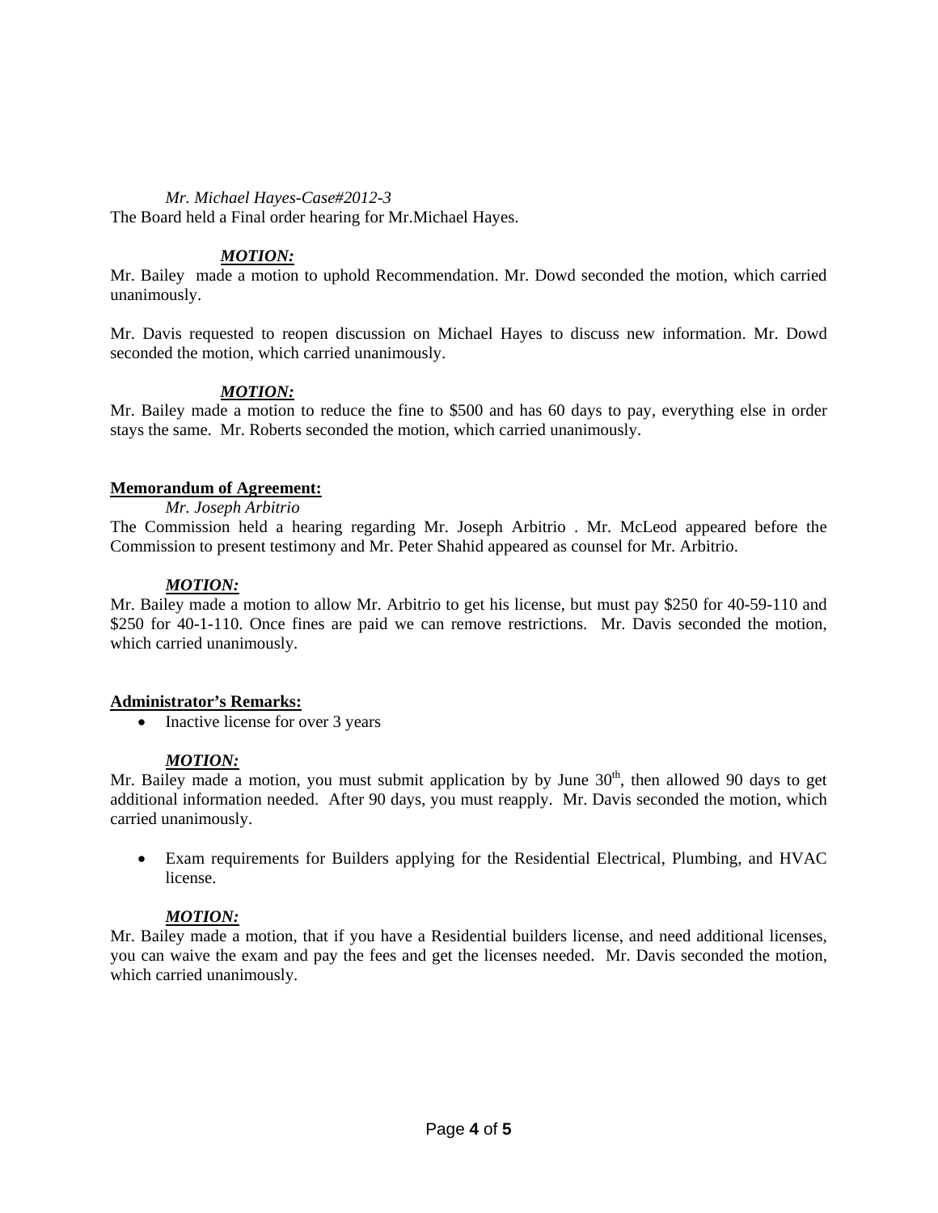*Mr. Michael Hayes-Case#2012-3*

The Board held a Final order hearing for Mr.Michael Hayes.

***MOTION:***

Mr. Bailey made a motion to uphold Recommendation. Mr. Dowd seconded the motion, which carried unanimously.

Mr. Davis requested to reopen discussion on Michael Hayes to discuss new information. Mr. Dowd seconded the motion, which carried unanimously.

***MOTION:***

Mr. Bailey made a motion to reduce the fine to $500 and has 60 days to pay, everything else in order stays the same. Mr. Roberts seconded the motion, which carried unanimously.

**Memorandum of Agreement:**

*Mr. Joseph Arbitrio*

The Commission held a hearing regarding Mr. Joseph Arbitrio . Mr. McLeod appeared before the Commission to present testimony and Mr. Peter Shahid appeared as counsel for Mr. Arbitrio.

***MOTION:***

Mr. Bailey made a motion to allow Mr. Arbitrio to get his license, but must pay $250 for 40-59-110 and $250 for 40-1-110. Once fines are paid we can remove restrictions. Mr. Davis seconded the motion, which carried unanimously.

**Administrator's Remarks:**

- Inactive license for over 3 years

***MOTION:***

Mr. Bailey made a motion, you must submit application by by June 30th, then allowed 90 days to get additional information needed. After 90 days, you must reapply. Mr. Davis seconded the motion, which carried unanimously.

- Exam requirements for Builders applying for the Residential Electrical, Plumbing, and HVAC license.

***MOTION:***

Mr. Bailey made a motion, that if you have a Residential builders license, and need additional licenses, you can waive the exam and pay the fees and get the licenses needed. Mr. Davis seconded the motion, which carried unanimously.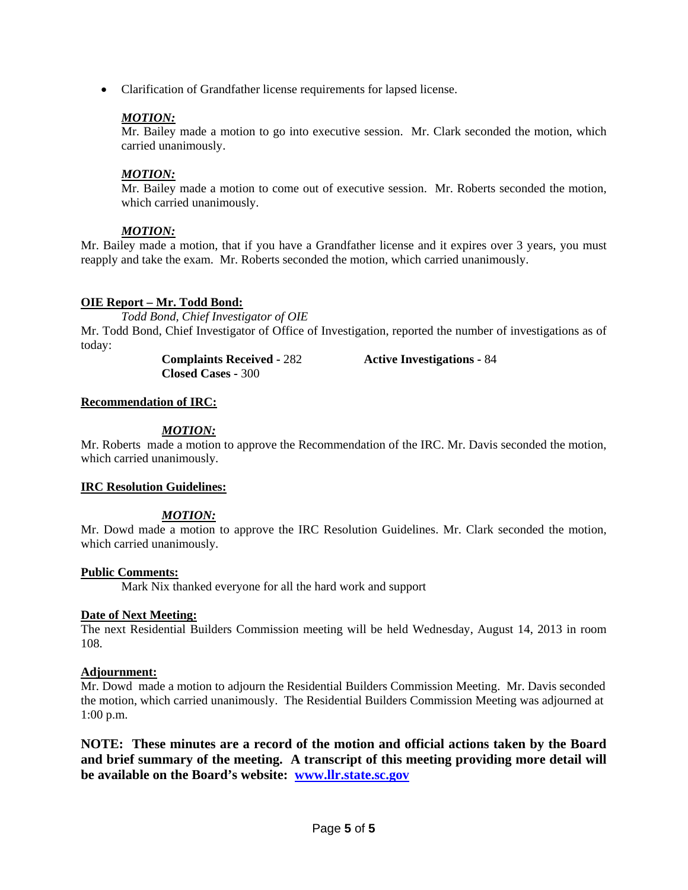- Clarification of Grandfather license requirements for lapsed license.

***MOTION:***
Mr. Bailey made a motion to go into executive session. Mr. Clark seconded the motion, which carried unanimously.

***MOTION:***
Mr. Bailey made a motion to come out of executive session. Mr. Roberts seconded the motion, which carried unanimously.

***MOTION:***
Mr. Bailey made a motion, that if you have a Grandfather license and it expires over 3 years, you must reapply and take the exam. Mr. Roberts seconded the motion, which carried unanimously.

**OIE Report – Mr. Todd Bond:**

*Todd Bond, Chief Investigator of OIE*

Mr. Todd Bond, Chief Investigator of Office of Investigation, reported the number of investigations as of today:

**Complaints Received -** 282 **Active Investigations -** 84
**Closed Cases -** 300

**Recommendation of IRC:**

***MOTION:***
Mr. Roberts made a motion to approve the Recommendation of the IRC. Mr. Davis seconded the motion, which carried unanimously.

**IRC Resolution Guidelines:**

***MOTION:***
Mr. Dowd made a motion to approve the IRC Resolution Guidelines. Mr. Clark seconded the motion, which carried unanimously.

**Public Comments:**

Mark Nix thanked everyone for all the hard work and support

**Date of Next Meeting:**

The next Residential Builders Commission meeting will be held Wednesday, August 14, 2013 in room 108.

**Adjournment:**

Mr. Dowd made a motion to adjourn the Residential Builders Commission Meeting. Mr. Davis seconded the motion, which carried unanimously. The Residential Builders Commission Meeting was adjourned at 1:00 p.m.

**NOTE: These minutes are a record of the motion and official actions taken by the Board and brief summary of the meeting. A transcript of this meeting providing more detail will be available on the Board's website: [www.llr.state.sc.gov](http://www.llr.state.sc.gov)**